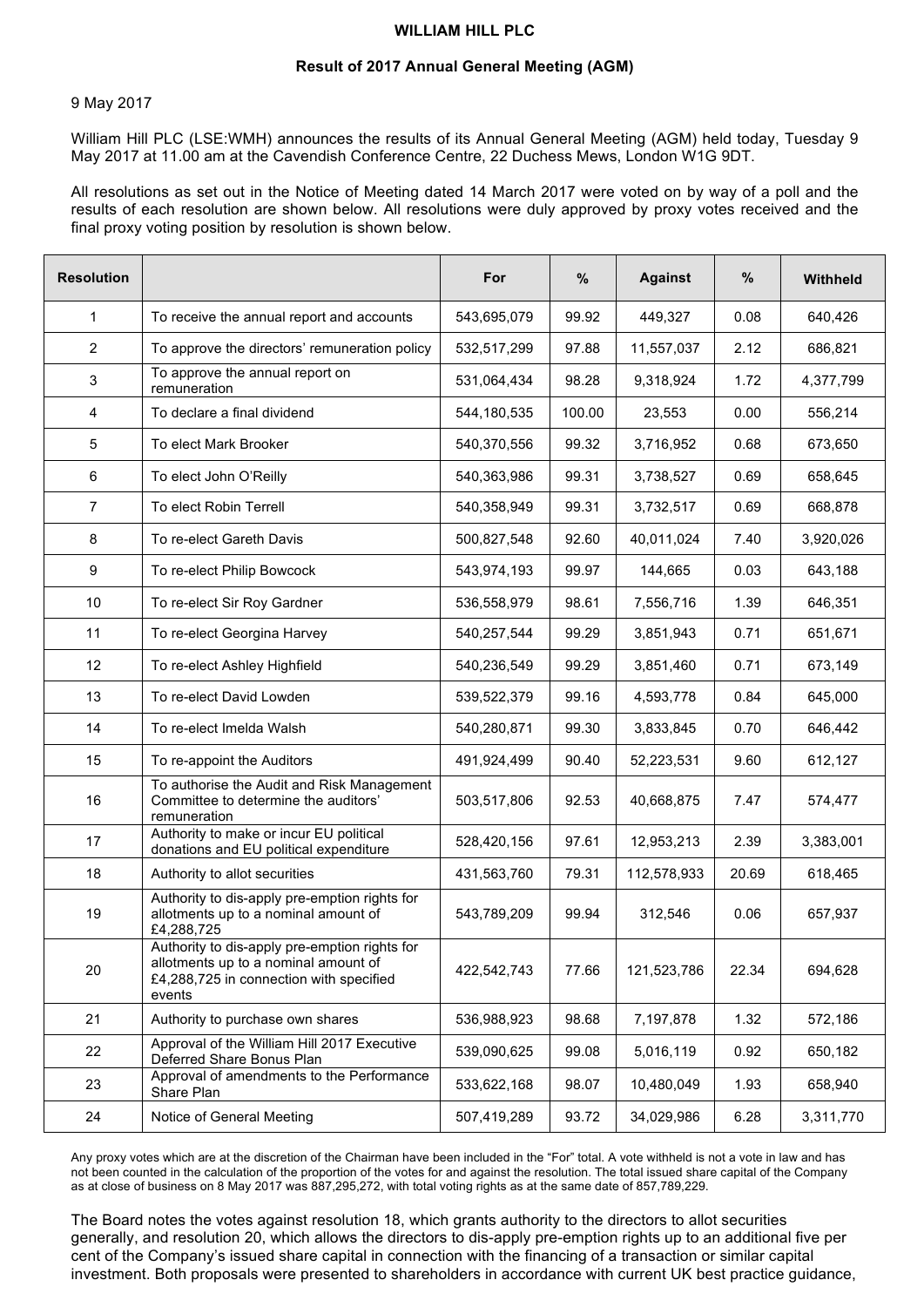**WILLIAM HILL PLC**

**Result of 2017 Annual General Meeting (AGM)**

9 May 2017

William Hill PLC (LSE:WMH) announces the results of its Annual General Meeting (AGM) held today, Tuesday 9 May 2017 at 11.00 am at the Cavendish Conference Centre, 22 Duchess Mews, London W1G 9DT.

All resolutions as set out in the Notice of Meeting dated 14 March 2017 were voted on by way of a poll and the results of each resolution are shown below. All resolutions were duly approved by proxy votes received and the final proxy voting position by resolution is shown below.

| Resolution | | For | % | Against | % | Withheld |
|---|---|---|---|---|---|---|
| 1 | To receive the annual report and accounts | 543,695,079 | 99.92 | 449,327 | 0.08 | 640,426 |
| 2 | To approve the directors' remuneration policy | 532,517,299 | 97.88 | 11,557,037 | 2.12 | 686,821 |
| 3 | To approve the annual report on remuneration | 531,064,434 | 98.28 | 9,318,924 | 1.72 | 4,377,799 |
| 4 | To declare a final dividend | 544,180,535 | 100.00 | 23,553 | 0.00 | 556,214 |
| 5 | To elect Mark Brooker | 540,370,556 | 99.32 | 3,716,952 | 0.68 | 673,650 |
| 6 | To elect John O'Reilly | 540,363,986 | 99.31 | 3,738,527 | 0.69 | 658,645 |
| 7 | To elect Robin Terrell | 540,358,949 | 99.31 | 3,732,517 | 0.69 | 668,878 |
| 8 | To re-elect Gareth Davis | 500,827,548 | 92.60 | 40,011,024 | 7.40 | 3,920,026 |
| 9 | To re-elect Philip Bowcock | 543,974,193 | 99.97 | 144,665 | 0.03 | 643,188 |
| 10 | To re-elect Sir Roy Gardner | 536,558,979 | 98.61 | 7,556,716 | 1.39 | 646,351 |
| 11 | To re-elect Georgina Harvey | 540,257,544 | 99.29 | 3,851,943 | 0.71 | 651,671 |
| 12 | To re-elect Ashley Highfield | 540,236,549 | 99.29 | 3,851,460 | 0.71 | 673,149 |
| 13 | To re-elect David Lowden | 539,522,379 | 99.16 | 4,593,778 | 0.84 | 645,000 |
| 14 | To re-elect Imelda Walsh | 540,280,871 | 99.30 | 3,833,845 | 0.70 | 646,442 |
| 15 | To re-appoint the Auditors | 491,924,499 | 90.40 | 52,223,531 | 9.60 | 612,127 |
| 16 | To authorise the Audit and Risk Management Committee to determine the auditors' remuneration | 503,517,806 | 92.53 | 40,668,875 | 7.47 | 574,477 |
| 17 | Authority to make or incur EU political donations and EU political expenditure | 528,420,156 | 97.61 | 12,953,213 | 2.39 | 3,383,001 |
| 18 | Authority to allot securities | 431,563,760 | 79.31 | 112,578,933 | 20.69 | 618,465 |
| 19 | Authority to dis-apply pre-emption rights for allotments up to a nominal amount of £4,288,725 | 543,789,209 | 99.94 | 312,546 | 0.06 | 657,937 |
| 20 | Authority to dis-apply pre-emption rights for allotments up to a nominal amount of £4,288,725 in connection with specified events | 422,542,743 | 77.66 | 121,523,786 | 22.34 | 694,628 |
| 21 | Authority to purchase own shares | 536,988,923 | 98.68 | 7,197,878 | 1.32 | 572,186 |
| 22 | Approval of the William Hill 2017 Executive Deferred Share Bonus Plan | 539,090,625 | 99.08 | 5,016,119 | 0.92 | 650,182 |
| 23 | Approval of amendments to the Performance Share Plan | 533,622,168 | 98.07 | 10,480,049 | 1.93 | 658,940 |
| 24 | Notice of General Meeting | 507,419,289 | 93.72 | 34,029,986 | 6.28 | 3,311,770 |

Any proxy votes which are at the discretion of the Chairman have been included in the "For" total. A vote withheld is not a vote in law and has not been counted in the calculation of the proportion of the votes for and against the resolution. The total issued share capital of the Company as at close of business on 8 May 2017 was 887,295,272, with total voting rights as at the same date of 857,789,229.

The Board notes the votes against resolution 18, which grants authority to the directors to allot securities generally, and resolution 20, which allows the directors to dis-apply pre-emption rights up to an additional five per cent of the Company's issued share capital in connection with the financing of a transaction or similar capital investment. Both proposals were presented to shareholders in accordance with current UK best practice guidance,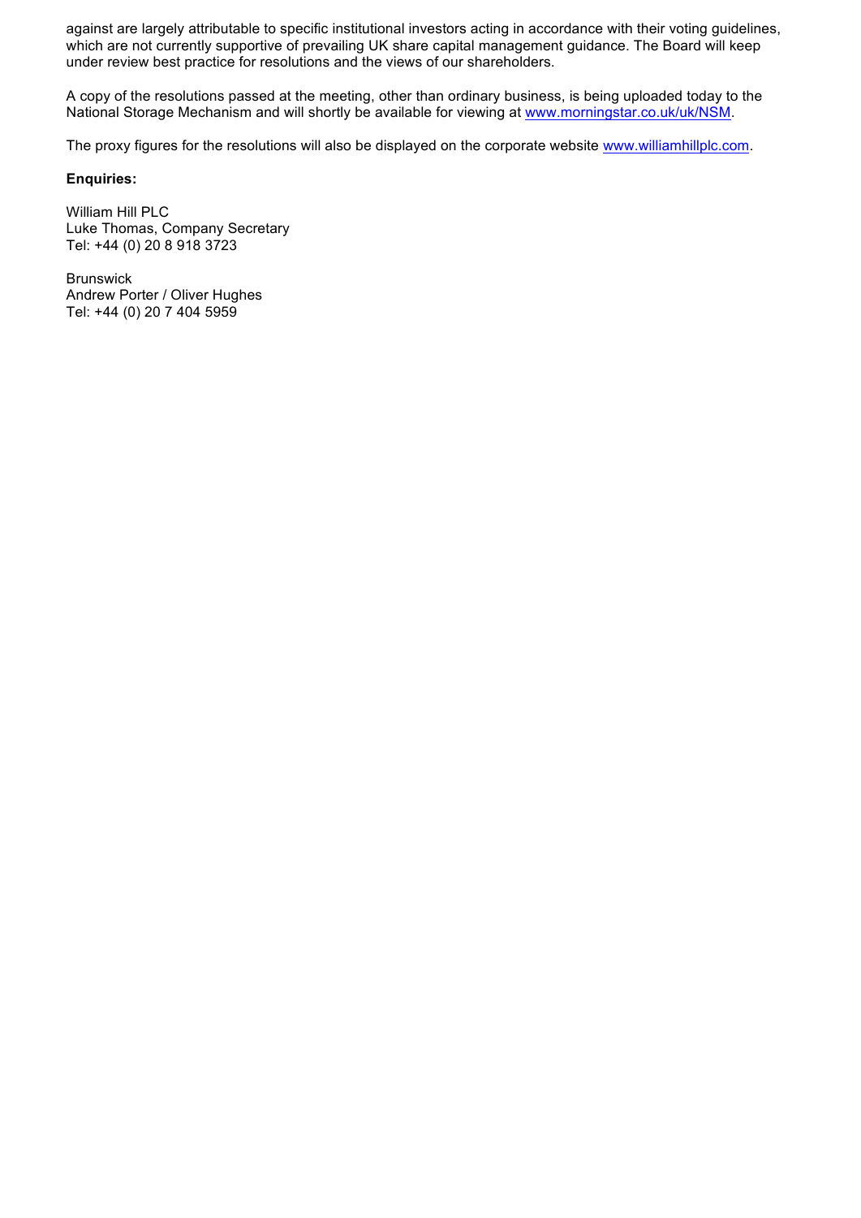against are largely attributable to specific institutional investors acting in accordance with their voting guidelines, which are not currently supportive of prevailing UK share capital management guidance. The Board will keep under review best practice for resolutions and the views of our shareholders.

A copy of the resolutions passed at the meeting, other than ordinary business, is being uploaded today to the National Storage Mechanism and will shortly be available for viewing at www.morningstar.co.uk/uk/NSM.

The proxy figures for the resolutions will also be displayed on the corporate website www.williamhillplc.com.

**Enquiries:**

William Hill PLC
Luke Thomas, Company Secretary
Tel: +44 (0) 20 8 918 3723

Brunswick
Andrew Porter / Oliver Hughes
Tel: +44 (0) 20 7 404 5959